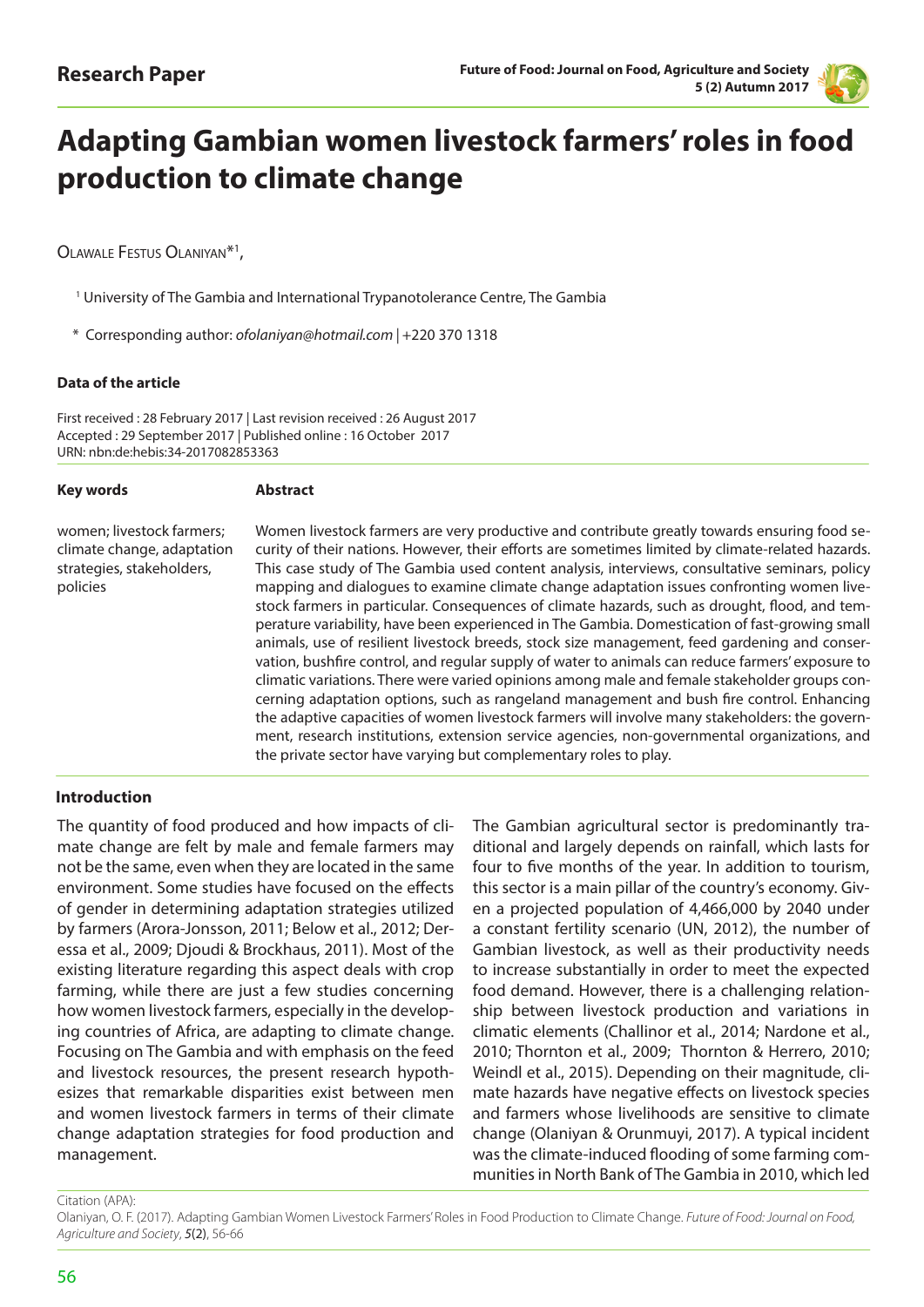**Research Paper**

# Adapting Gambian women livestock farmers' roles in food production to climate change

Olawale Festus Olaniyan*[1],

[1] University of The Gambia and International Trypanotolerance Centre, The Gambia

\* Corresponding author: *ofolaniyan@hotmail.com* | +220 370 1318

#### Data of the article

First received : 28 February 2017 | Last revision received : 26 August 2017
Accepted : 29 September 2017 | Published online : 16 October 2017
URN: nbn:de:hebis:34-2017082853363

**Key words**

women; livestock farmers; climate change, adaptation strategies, stakeholders, policies

**Abstract**

Women livestock farmers are very productive and contribute greatly towards ensuring food security of their nations. However, their efforts are sometimes limited by climate-related hazards. This case study of The Gambia used content analysis, interviews, consultative seminars, policy mapping and dialogues to examine climate change adaptation issues confronting women livestock farmers in particular. Consequences of climate hazards, such as drought, flood, and temperature variability, have been experienced in The Gambia. Domestication of fast-growing small animals, use of resilient livestock breeds, stock size management, feed gardening and conservation, bushfire control, and regular supply of water to animals can reduce farmers' exposure to climatic variations. There were varied opinions among male and female stakeholder groups concerning adaptation options, such as rangeland management and bush fire control. Enhancing the adaptive capacities of women livestock farmers will involve many stakeholders: the government, research institutions, extension service agencies, non-governmental organizations, and the private sector have varying but complementary roles to play.

## Introduction

The quantity of food produced and how impacts of climate change are felt by male and female farmers may not be the same, even when they are located in the same environment. Some studies have focused on the effects of gender in determining adaptation strategies utilized by farmers (Arora-Jonsson, 2011; Below et al., 2012; Deressa et al., 2009; Djoudi & Brockhaus, 2011). Most of the existing literature regarding this aspect deals with crop farming, while there are just a few studies concerning how women livestock farmers, especially in the developing countries of Africa, are adapting to climate change. Focusing on The Gambia and with emphasis on the feed and livestock resources, the present research hypothesizes that remarkable disparities exist between men and women livestock farmers in terms of their climate change adaptation strategies for food production and management.

The Gambian agricultural sector is predominantly traditional and largely depends on rainfall, which lasts for four to five months of the year. In addition to tourism, this sector is a main pillar of the country's economy. Given a projected population of 4,466,000 by 2040 under a constant fertility scenario (UN, 2012), the number of Gambian livestock, as well as their productivity needs to increase substantially in order to meet the expected food demand. However, there is a challenging relationship between livestock production and variations in climatic elements (Challinor et al., 2014; Nardone et al., 2010; Thornton et al., 2009; Thornton & Herrero, 2010; Weindl et al., 2015). Depending on their magnitude, climate hazards have negative effects on livestock species and farmers whose livelihoods are sensitive to climate change (Olaniyan & Orunmuyi, 2017). A typical incident was the climate-induced flooding of some farming communities in North Bank of The Gambia in 2010, which led

Citation (APA):
Olaniyan, O. F. (2017). Adapting Gambian Women Livestock Farmers' Roles in Food Production to Climate Change. *Future of Food: Journal on Food, Agriculture and Society*, *5*(2), 56-66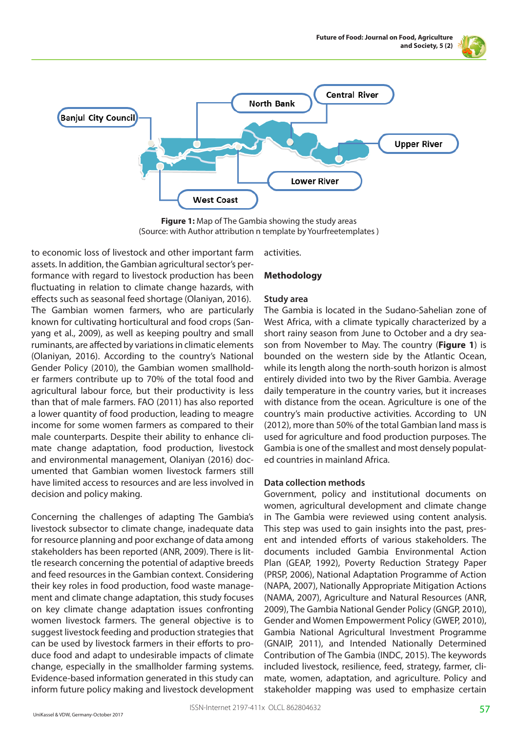Figure 1: Map of The Gambia showing the study areas
(Source: with Author attribution n template by Yourfreetemplates )

to economic loss of livestock and other important farm assets. In addition, the Gambian agricultural sector's performance with regard to livestock production has been fluctuating in relation to climate change hazards, with effects such as seasonal feed shortage (Olaniyan, 2016). The Gambian women farmers, who are particularly known for cultivating horticultural and food crops (Sanyang et al., 2009), as well as keeping poultry and small ruminants, are affected by variations in climatic elements (Olaniyan, 2016). According to the country's National Gender Policy (2010), the Gambian women smallholder farmers contribute up to 70% of the total food and agricultural labour force, but their productivity is less than that of male farmers. FAO (2011) has also reported a lower quantity of food production, leading to meagre income for some women farmers as compared to their male counterparts. Despite their ability to enhance climate change adaptation, food production, livestock and environmental management, Olaniyan (2016) documented that Gambian women livestock farmers still have limited access to resources and are less involved in decision and policy making.

Concerning the challenges of adapting The Gambia's livestock subsector to climate change, inadequate data for resource planning and poor exchange of data among stakeholders has been reported (ANR, 2009). There is little research concerning the potential of adaptive breeds and feed resources in the Gambian context. Considering their key roles in food production, food waste management and climate change adaptation, this study focuses on key climate change adaptation issues confronting women livestock farmers. The general objective is to suggest livestock feeding and production strategies that can be used by livestock farmers in their efforts to produce food and adapt to undesirable impacts of climate change, especially in the smallholder farming systems. Evidence-based information generated in this study can inform future policy making and livestock development activities.

## Methodology

### Study area

The Gambia is located in the Sudano-Sahelian zone of West Africa, with a climate typically characterized by a short rainy season from June to October and a dry season from November to May. The country (**Figure 1**) is bounded on the western side by the Atlantic Ocean, while its length along the north-south horizon is almost entirely divided into two by the River Gambia. Average daily temperature in the country varies, but it increases with distance from the ocean. Agriculture is one of the country's main productive activities. According to UN (2012), more than 50% of the total Gambian land mass is used for agriculture and food production purposes. The Gambia is one of the smallest and most densely populated countries in mainland Africa.

### Data collection methods

Government, policy and institutional documents on women, agricultural development and climate change in The Gambia were reviewed using content analysis. This step was used to gain insights into the past, present and intended efforts of various stakeholders. The documents included Gambia Environmental Action Plan (GEAP, 1992), Poverty Reduction Strategy Paper (PRSP, 2006), National Adaptation Programme of Action (NAPA, 2007), Nationally Appropriate Mitigation Actions (NAMA, 2007), Agriculture and Natural Resources (ANR, 2009), The Gambia National Gender Policy (GNGP, 2010), Gender and Women Empowerment Policy (GWEP, 2010), Gambia National Agricultural Investment Programme (GNAIP, 2011), and Intended Nationally Determined Contribution of The Gambia (INDC, 2015). The keywords included livestock, resilience, feed, strategy, farmer, climate, women, adaptation, and agriculture. Policy and stakeholder mapping was used to emphasize certain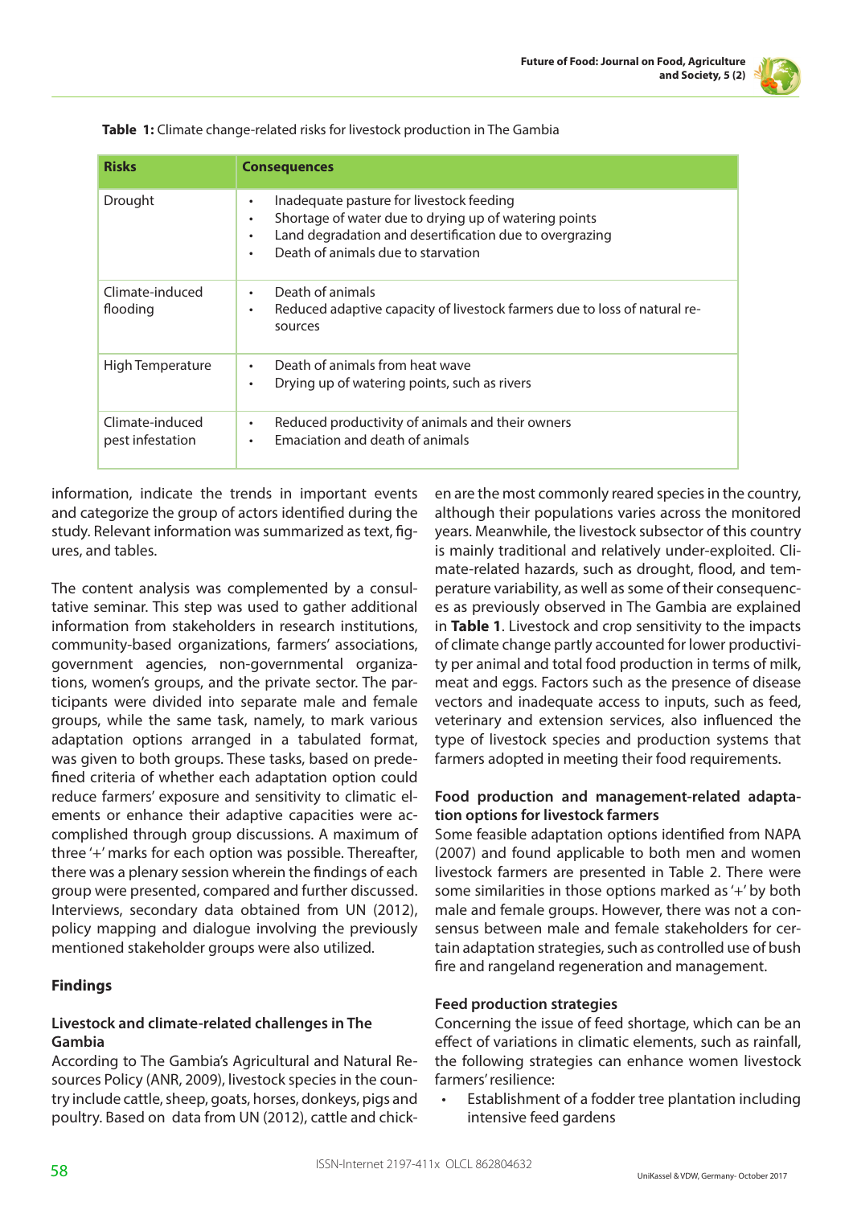**Table 1:** Climate change-related risks for livestock production in The Gambia

| Risks | Consequences |
|---|---|
| Drought | • Inadequate pasture for livestock feeding<br>• Shortage of water due to drying up of watering points<br>• Land degradation and desertification due to overgrazing<br>• Death of animals due to starvation |
| Climate-induced flooding | • Death of animals<br>• Reduced adaptive capacity of livestock farmers due to loss of natural resources |
| High Temperature | • Death of animals from heat wave<br>• Drying up of watering points, such as rivers |
| Climate-induced pest infestation | • Reduced productivity of animals and their owners<br>• Emaciation and death of animals |

information, indicate the trends in important events and categorize the group of actors identified during the study. Relevant information was summarized as text, figures, and tables.

The content analysis was complemented by a consultative seminar. This step was used to gather additional information from stakeholders in research institutions, community-based organizations, farmers' associations, government agencies, non-governmental organizations, women's groups, and the private sector. The participants were divided into separate male and female groups, while the same task, namely, to mark various adaptation options arranged in a tabulated format, was given to both groups. These tasks, based on predefined criteria of whether each adaptation option could reduce farmers' exposure and sensitivity to climatic elements or enhance their adaptive capacities were accomplished through group discussions. A maximum of three '+' marks for each option was possible. Thereafter, there was a plenary session wherein the findings of each group were presented, compared and further discussed. Interviews, secondary data obtained from UN (2012), policy mapping and dialogue involving the previously mentioned stakeholder groups were also utilized.

## Findings

### Livestock and climate-related challenges in The Gambia

According to The Gambia's Agricultural and Natural Resources Policy (ANR, 2009), livestock species in the country include cattle, sheep, goats, horses, donkeys, pigs and poultry. Based on data from UN (2012), cattle and chicken are the most commonly reared species in the country, although their populations varies across the monitored years. Meanwhile, the livestock subsector of this country is mainly traditional and relatively under-exploited. Climate-related hazards, such as drought, flood, and temperature variability, as well as some of their consequences as previously observed in The Gambia are explained in **Table 1**. Livestock and crop sensitivity to the impacts of climate change partly accounted for lower productivity per animal and total food production in terms of milk, meat and eggs. Factors such as the presence of disease vectors and inadequate access to inputs, such as feed, veterinary and extension services, also influenced the type of livestock species and production systems that farmers adopted in meeting their food requirements.

### Food production and management-related adaptation options for livestock farmers

Some feasible adaptation options identified from NAPA (2007) and found applicable to both men and women livestock farmers are presented in Table 2. There were some similarities in those options marked as '+' by both male and female groups. However, there was not a consensus between male and female stakeholders for certain adaptation strategies, such as controlled use of bush fire and rangeland regeneration and management.

### Feed production strategies

Concerning the issue of feed shortage, which can be an effect of variations in climatic elements, such as rainfall, the following strategies can enhance women livestock farmers' resilience:

- Establishment of a fodder tree plantation including intensive feed gardens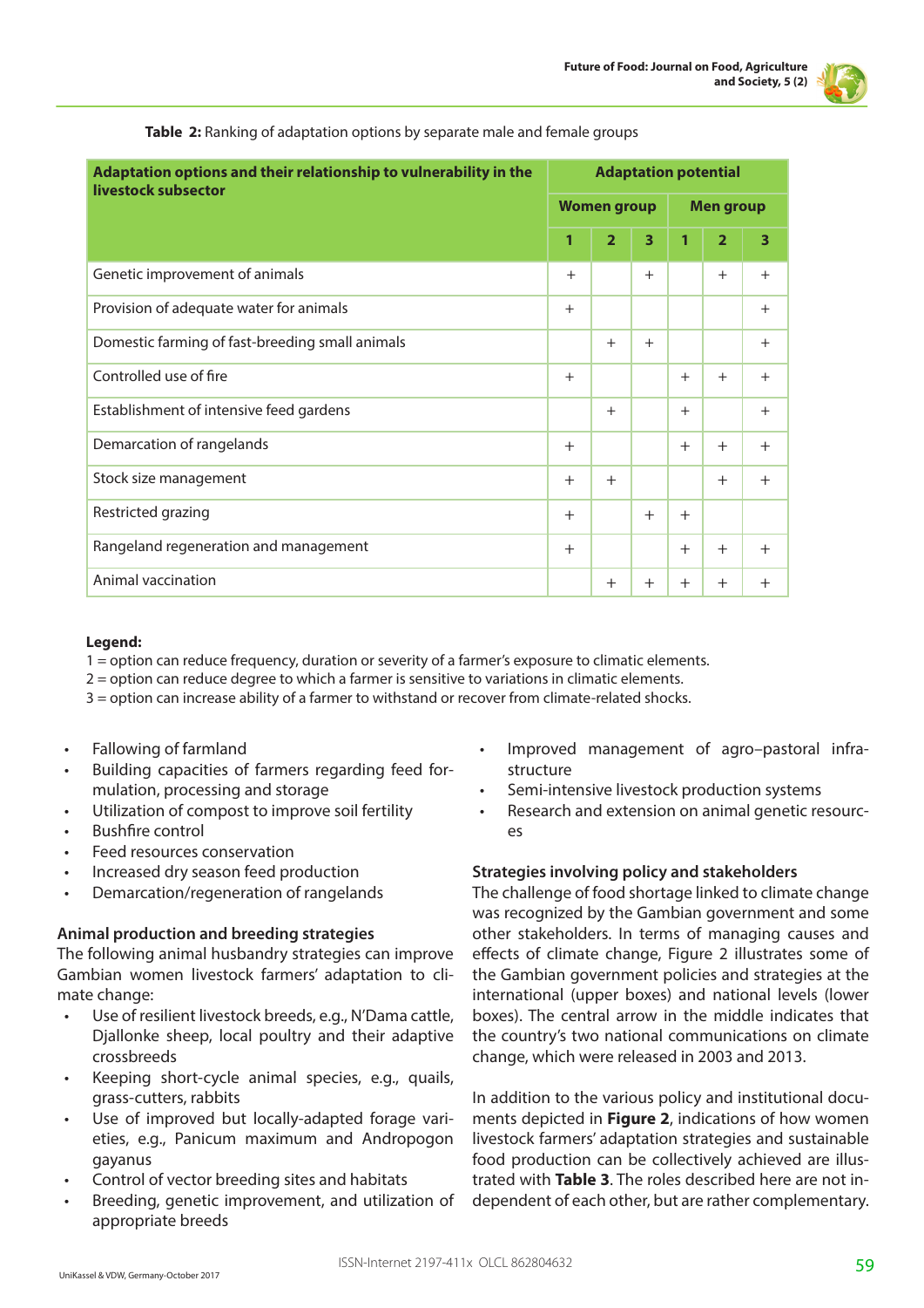**Table 2:** Ranking of adaptation options by separate male and female groups

| Adaptation options and their relationship to vulnerability in the livestock subsector | Adaptation potential | | | | | |
|---|---|---|---|---|---|---|
| | Women group | | | Men group | | |
| | 1 | 2 | 3 | 1 | 2 | 3 |
| Genetic improvement of animals | + | | + | | + | + |
| Provision of adequate water for animals | + | | | | | + |
| Domestic farming of fast-breeding small animals | | + | + | | | + |
| Controlled use of fire | + | | | + | + | + |
| Establishment of intensive feed gardens | | + | | + | | + |
| Demarcation of rangelands | + | | | + | + | + |
| Stock size management | + | + | | | + | + |
| Restricted grazing | + | | + | + | | |
| Rangeland regeneration and management | + | | | + | + | + |
| Animal vaccination | | + | + | + | + | + |

**Legend:**
1 = option can reduce frequency, duration or severity of a farmer's exposure to climatic elements.
2 = option can reduce degree to which a farmer is sensitive to variations in climatic elements.
3 = option can increase ability of a farmer to withstand or recover from climate-related shocks.

- Fallowing of farmland
- Building capacities of farmers regarding feed formulation, processing and storage
- Utilization of compost to improve soil fertility
- Bushfire control
- Feed resources conservation
- Increased dry season feed production
- Demarcation/regeneration of rangelands

### Animal production and breeding strategies

The following animal husbandry strategies can improve Gambian women livestock farmers' adaptation to climate change:

- Use of resilient livestock breeds, e.g., N'Dama cattle, Djallonke sheep, local poultry and their adaptive crossbreeds
- Keeping short-cycle animal species, e.g., quails, grass-cutters, rabbits
- Use of improved but locally-adapted forage varieties, e.g., Panicum maximum and Andropogon gayanus
- Control of vector breeding sites and habitats
- Breeding, genetic improvement, and utilization of appropriate breeds
- Improved management of agro–pastoral infrastructure
- Semi-intensive livestock production systems
- Research and extension on animal genetic resources

### Strategies involving policy and stakeholders

The challenge of food shortage linked to climate change was recognized by the Gambian government and some other stakeholders. In terms of managing causes and effects of climate change, Figure 2 illustrates some of the Gambian government policies and strategies at the international (upper boxes) and national levels (lower boxes). The central arrow in the middle indicates that the country's two national communications on climate change, which were released in 2003 and 2013.

In addition to the various policy and institutional documents depicted in **Figure 2**, indications of how women livestock farmers' adaptation strategies and sustainable food production can be collectively achieved are illustrated with **Table 3**. The roles described here are not independent of each other, but are rather complementary.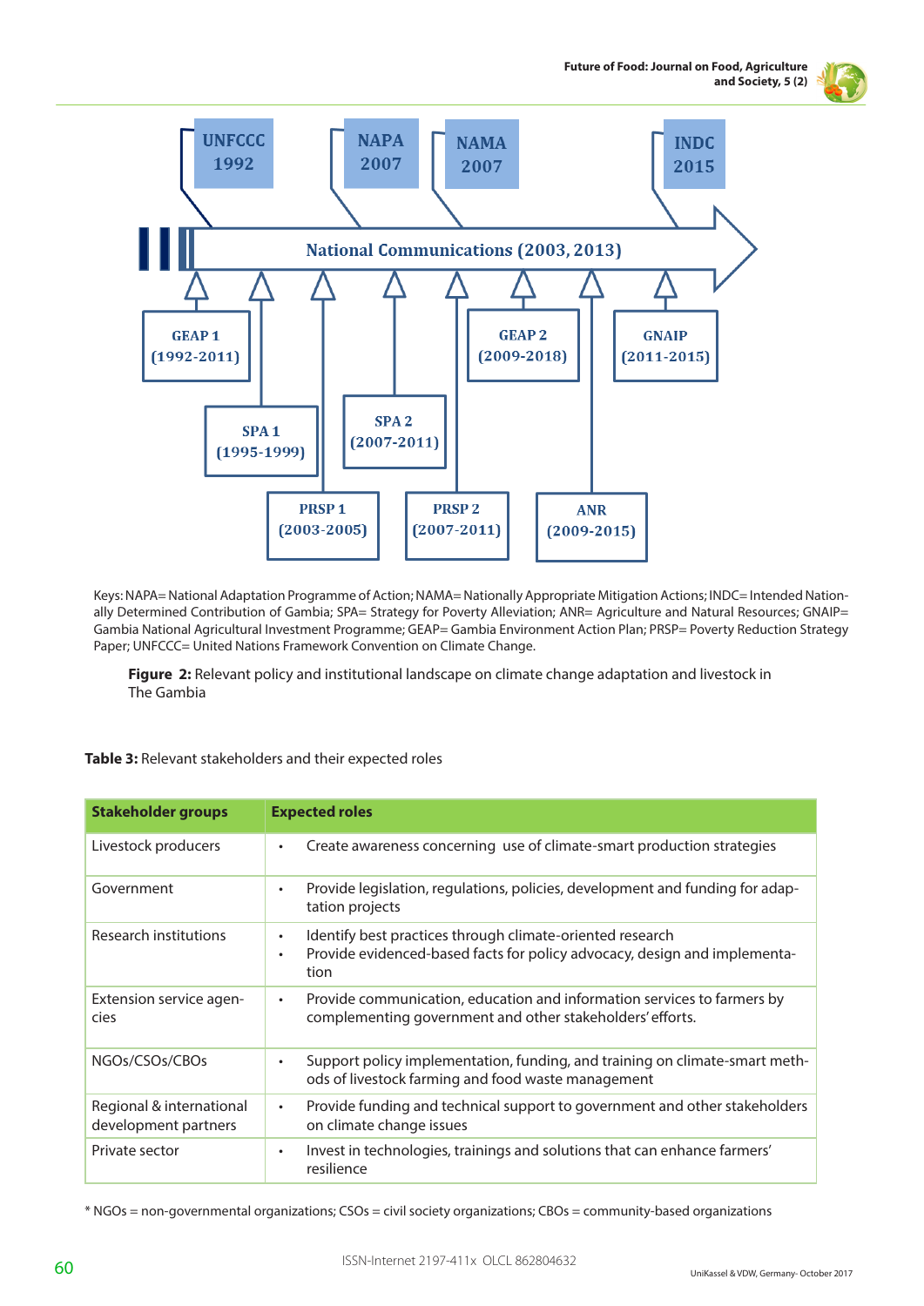UNFCCC 1992

NAPA 2007

NAMA 2007

INDC 2015

National Communications (2003, 2013)

GEAP 1 (1992-2011)

GEAP 2 (2009-2018)

GNAIP (2011-2015)

SPA 1 (1995-1999)

SPA 2 (2007-2011)

PRSP 1 (2003-2005)

PRSP 2 (2007-2011)

ANR (2009-2015)

Keys: NAPA= National Adaptation Programme of Action; NAMA= Nationally Appropriate Mitigation Actions; INDC= Intended Nationally Determined Contribution of Gambia; SPA= Strategy for Poverty Alleviation; ANR= Agriculture and Natural Resources; GNAIP= Gambia National Agricultural Investment Programme; GEAP= Gambia Environment Action Plan; PRSP= Poverty Reduction Strategy Paper; UNFCCC= United Nations Framework Convention on Climate Change.

**Figure 2:** Relevant policy and institutional landscape on climate change adaptation and livestock in The Gambia

**Table 3:** Relevant stakeholders and their expected roles

| Stakeholder groups | Expected roles |
|---|---|
| Livestock producers | • Create awareness concerning use of climate-smart production strategies |
| Government | • Provide legislation, regulations, policies, development and funding for adaptation projects |
| Research institutions | • Identify best practices through climate-oriented research<br>• Provide evidenced-based facts for policy advocacy, design and implementation |
| Extension service agencies | • Provide communication, education and information services to farmers by complementing government and other stakeholders' efforts. |
| NGOs/CSOs/CBOs | • Support policy implementation, funding, and training on climate-smart methods of livestock farming and food waste management |
| Regional & international development partners | • Provide funding and technical support to government and other stakeholders on climate change issues |
| Private sector | • Invest in technologies, trainings and solutions that can enhance farmers' resilience |

* NGOs = non-governmental organizations; CSOs = civil society organizations; CBOs = community-based organizations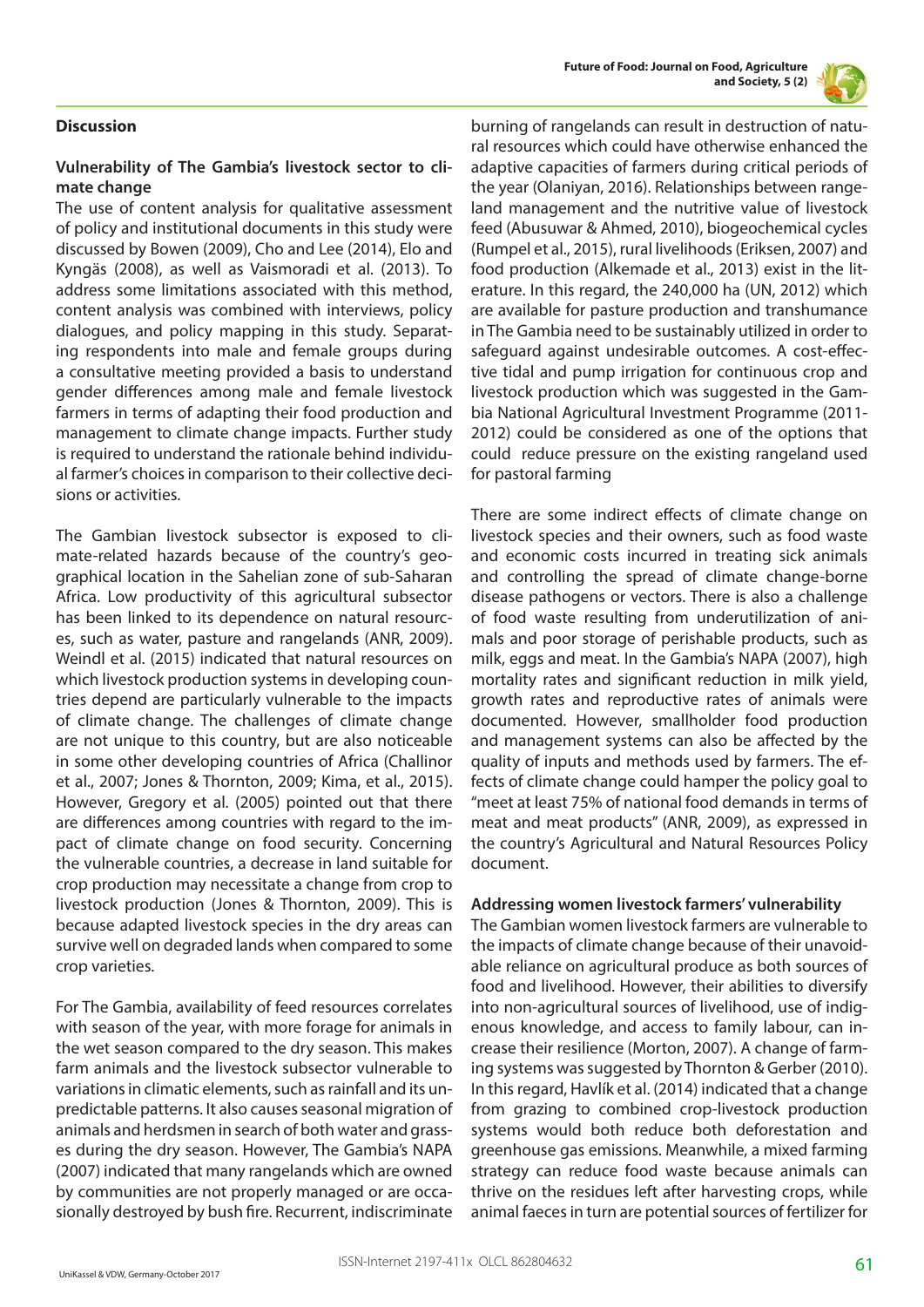## Discussion

### Vulnerability of The Gambia's livestock sector to climate change

The use of content analysis for qualitative assessment of policy and institutional documents in this study were discussed by Bowen (2009), Cho and Lee (2014), Elo and Kyngäs (2008), as well as Vaismoradi et al. (2013). To address some limitations associated with this method, content analysis was combined with interviews, policy dialogues, and policy mapping in this study. Separating respondents into male and female groups during a consultative meeting provided a basis to understand gender differences among male and female livestock farmers in terms of adapting their food production and management to climate change impacts. Further study is required to understand the rationale behind individual farmer's choices in comparison to their collective decisions or activities.

The Gambian livestock subsector is exposed to climate-related hazards because of the country's geographical location in the Sahelian zone of sub-Saharan Africa. Low productivity of this agricultural subsector has been linked to its dependence on natural resources, such as water, pasture and rangelands (ANR, 2009). Weindl et al. (2015) indicated that natural resources on which livestock production systems in developing countries depend are particularly vulnerable to the impacts of climate change. The challenges of climate change are not unique to this country, but are also noticeable in some other developing countries of Africa (Challinor et al., 2007; Jones & Thornton, 2009; Kima, et al., 2015). However, Gregory et al. (2005) pointed out that there are differences among countries with regard to the impact of climate change on food security. Concerning the vulnerable countries, a decrease in land suitable for crop production may necessitate a change from crop to livestock production (Jones & Thornton, 2009). This is because adapted livestock species in the dry areas can survive well on degraded lands when compared to some crop varieties.

For The Gambia, availability of feed resources correlates with season of the year, with more forage for animals in the wet season compared to the dry season. This makes farm animals and the livestock subsector vulnerable to variations in climatic elements, such as rainfall and its unpredictable patterns. It also causes seasonal migration of animals and herdsmen in search of both water and grasses during the dry season. However, The Gambia's NAPA (2007) indicated that many rangelands which are owned by communities are not properly managed or are occasionally destroyed by bush fire. Recurrent, indiscriminate burning of rangelands can result in destruction of natural resources which could have otherwise enhanced the adaptive capacities of farmers during critical periods of the year (Olaniyan, 2016). Relationships between rangeland management and the nutritive value of livestock feed (Abusuwar & Ahmed, 2010), biogeochemical cycles (Rumpel et al., 2015), rural livelihoods (Eriksen, 2007) and food production (Alkemade et al., 2013) exist in the literature. In this regard, the 240,000 ha (UN, 2012) which are available for pasture production and transhumance in The Gambia need to be sustainably utilized in order to safeguard against undesirable outcomes. A cost-effective tidal and pump irrigation for continuous crop and livestock production which was suggested in the Gambia National Agricultural Investment Programme (2011-2012) could be considered as one of the options that could reduce pressure on the existing rangeland used for pastoral farming

There are some indirect effects of climate change on livestock species and their owners, such as food waste and economic costs incurred in treating sick animals and controlling the spread of climate change-borne disease pathogens or vectors. There is also a challenge of food waste resulting from underutilization of animals and poor storage of perishable products, such as milk, eggs and meat. In the Gambia's NAPA (2007), high mortality rates and significant reduction in milk yield, growth rates and reproductive rates of animals were documented. However, smallholder food production and management systems can also be affected by the quality of inputs and methods used by farmers. The effects of climate change could hamper the policy goal to "meet at least 75% of national food demands in terms of meat and meat products" (ANR, 2009), as expressed in the country's Agricultural and Natural Resources Policy document.

### Addressing women livestock farmers' vulnerability

The Gambian women livestock farmers are vulnerable to the impacts of climate change because of their unavoidable reliance on agricultural produce as both sources of food and livelihood. However, their abilities to diversify into non-agricultural sources of livelihood, use of indigenous knowledge, and access to family labour, can increase their resilience (Morton, 2007). A change of farming systems was suggested by Thornton & Gerber (2010). In this regard, Havlík et al. (2014) indicated that a change from grazing to combined crop-livestock production systems would both reduce both deforestation and greenhouse gas emissions. Meanwhile, a mixed farming strategy can reduce food waste because animals can thrive on the residues left after harvesting crops, while animal faeces in turn are potential sources of fertilizer for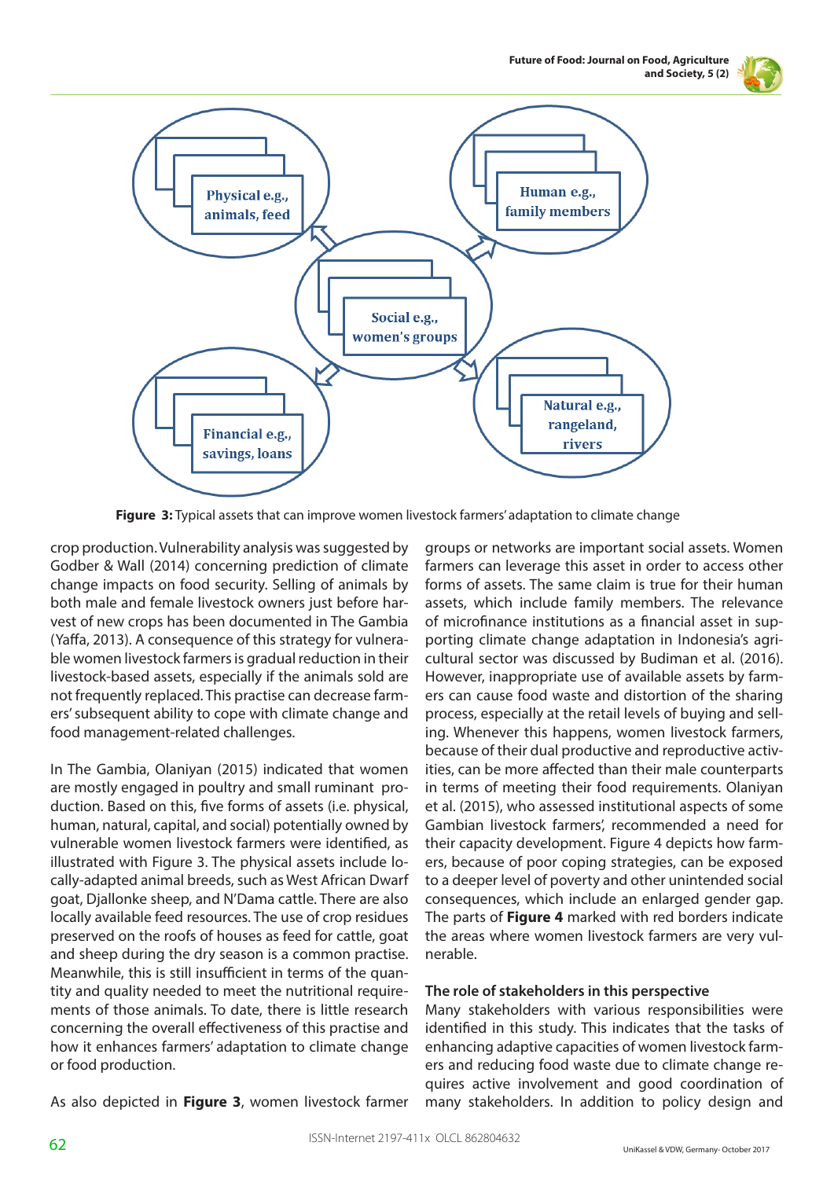Physical e.g., animals, feed

Human e.g., family members

Social e.g., women's groups

Financial e.g., savings, loans

Natural e.g., rangeland, rivers

**Figure 3:** Typical assets that can improve women livestock farmers' adaptation to climate change

crop production. Vulnerability analysis was suggested by Godber & Wall (2014) concerning prediction of climate change impacts on food security. Selling of animals by both male and female livestock owners just before harvest of new crops has been documented in The Gambia (Yaffa, 2013). A consequence of this strategy for vulnerable women livestock farmers is gradual reduction in their livestock-based assets, especially if the animals sold are not frequently replaced. This practise can decrease farmers' subsequent ability to cope with climate change and food management-related challenges.

In The Gambia, Olaniyan (2015) indicated that women are mostly engaged in poultry and small ruminant production. Based on this, five forms of assets (i.e. physical, human, natural, capital, and social) potentially owned by vulnerable women livestock farmers were identified, as illustrated with Figure 3. The physical assets include locally-adapted animal breeds, such as West African Dwarf goat, Djallonke sheep, and N'Dama cattle. There are also locally available feed resources. The use of crop residues preserved on the roofs of houses as feed for cattle, goat and sheep during the dry season is a common practise. Meanwhile, this is still insufficient in terms of the quantity and quality needed to meet the nutritional requirements of those animals. To date, there is little research concerning the overall effectiveness of this practise and how it enhances farmers' adaptation to climate change or food production.

As also depicted in **Figure 3**, women livestock farmer groups or networks are important social assets. Women farmers can leverage this asset in order to access other forms of assets. The same claim is true for their human assets, which include family members. The relevance of microfinance institutions as a financial asset in supporting climate change adaptation in Indonesia's agricultural sector was discussed by Budiman et al. (2016). However, inappropriate use of available assets by farmers can cause food waste and distortion of the sharing process, especially at the retail levels of buying and selling. Whenever this happens, women livestock farmers, because of their dual productive and reproductive activities, can be more affected than their male counterparts in terms of meeting their food requirements. Olaniyan et al. (2015), who assessed institutional aspects of some Gambian livestock farmers', recommended a need for their capacity development. Figure 4 depicts how farmers, because of poor coping strategies, can be exposed to a deeper level of poverty and other unintended social consequences, which include an enlarged gender gap. The parts of **Figure 4** marked with red borders indicate the areas where women livestock farmers are very vulnerable.

### The role of stakeholders in this perspective

Many stakeholders with various responsibilities were identified in this study. This indicates that the tasks of enhancing adaptive capacities of women livestock farmers and reducing food waste due to climate change requires active involvement and good coordination of many stakeholders. In addition to policy design and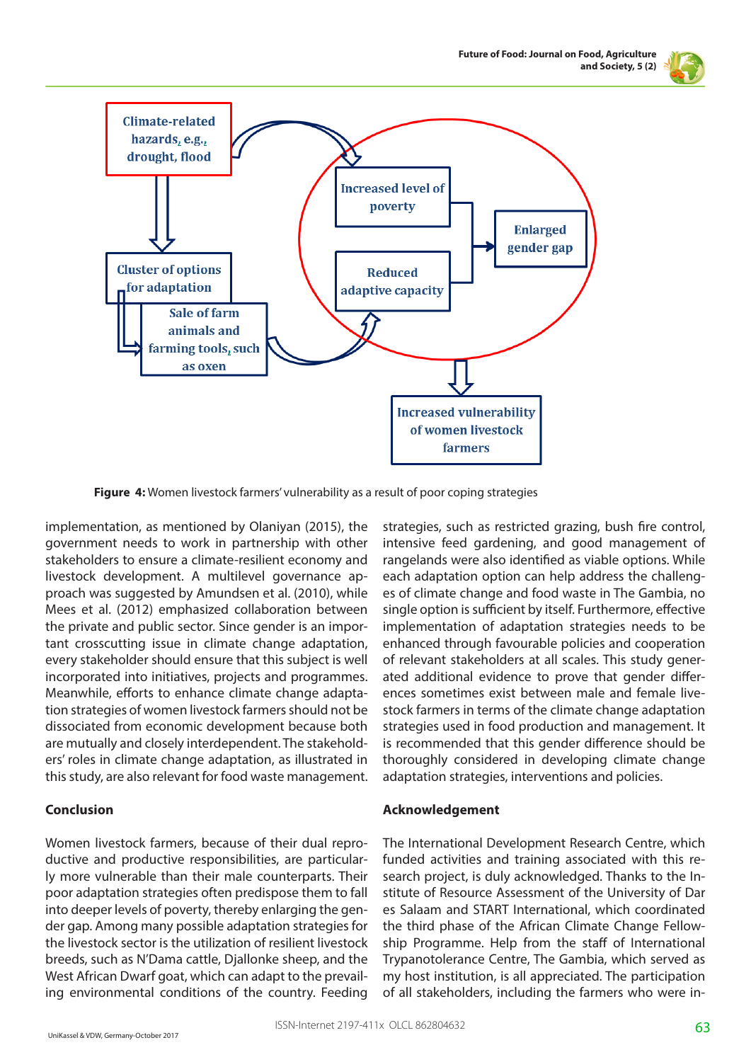Figure 4: Women livestock farmers' vulnerability as a result of poor coping strategies

implementation, as mentioned by Olaniyan (2015), the government needs to work in partnership with other stakeholders to ensure a climate-resilient economy and livestock development. A multilevel governance approach was suggested by Amundsen et al. (2010), while Mees et al. (2012) emphasized collaboration between the private and public sector. Since gender is an important crosscutting issue in climate change adaptation, every stakeholder should ensure that this subject is well incorporated into initiatives, projects and programmes. Meanwhile, efforts to enhance climate change adaptation strategies of women livestock farmers should not be dissociated from economic development because both are mutually and closely interdependent. The stakeholders' roles in climate change adaptation, as illustrated in this study, are also relevant for food waste management.

## Conclusion

Women livestock farmers, because of their dual reproductive and productive responsibilities, are particularly more vulnerable than their male counterparts. Their poor adaptation strategies often predispose them to fall into deeper levels of poverty, thereby enlarging the gender gap. Among many possible adaptation strategies for the livestock sector is the utilization of resilient livestock breeds, such as N'Dama cattle, Djallonke sheep, and the West African Dwarf goat, which can adapt to the prevailing environmental conditions of the country. Feeding strategies, such as restricted grazing, bush fire control, intensive feed gardening, and good management of rangelands were also identified as viable options. While each adaptation option can help address the challenges of climate change and food waste in The Gambia, no single option is sufficient by itself. Furthermore, effective implementation of adaptation strategies needs to be enhanced through favourable policies and cooperation of relevant stakeholders at all scales. This study generated additional evidence to prove that gender differences sometimes exist between male and female livestock farmers in terms of the climate change adaptation strategies used in food production and management. It is recommended that this gender difference should be thoroughly considered in developing climate change adaptation strategies, interventions and policies.

## Acknowledgement

The International Development Research Centre, which funded activities and training associated with this research project, is duly acknowledged. Thanks to the Institute of Resource Assessment of the University of Dar es Salaam and START International, which coordinated the third phase of the African Climate Change Fellowship Programme. Help from the staff of International Trypanotolerance Centre, The Gambia, which served as my host institution, is all appreciated. The participation of all stakeholders, including the farmers who were in-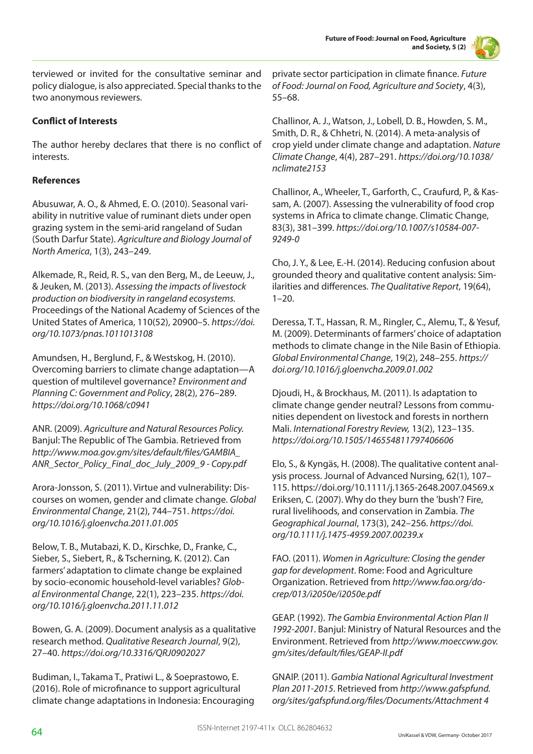terviewed or invited for the consultative seminar and policy dialogue, is also appreciated. Special thanks to the two anonymous reviewers.

**Conflict of Interests**

The author hereby declares that there is no conflict of interests.

**References**

Abusuwar, A. O., & Ahmed, E. O. (2010). Seasonal variability in nutritive value of ruminant diets under open grazing system in the semi-arid rangeland of Sudan (South Darfur State). *Agriculture and Biology Journal of North America*, 1(3), 243–249.

Alkemade, R., Reid, R. S., van den Berg, M., de Leeuw, J., & Jeuken, M. (2013). *Assessing the impacts of livestock production on biodiversity in rangeland ecosystems.* Proceedings of the National Academy of Sciences of the United States of America, 110(52), 20900–5. *https://doi.org/10.1073/pnas.1011013108*

Amundsen, H., Berglund, F., & Westskog, H. (2010). Overcoming barriers to climate change adaptation—A question of multilevel governance? *Environment and Planning C: Government and Policy*, 28(2), 276–289. *https://doi.org/10.1068/c0941*

ANR. (2009). *Agriculture and Natural Resources Policy.* Banjul: The Republic of The Gambia. Retrieved from *http://www.moa.gov.gm/sites/default/files/GAMBIA_ANR_Sector_Policy_Final_doc_July_2009_9 - Copy.pdf*

Arora-Jonsson, S. (2011). Virtue and vulnerability: Discourses on women, gender and climate change. *Global Environmental Change*, 21(2), 744–751. *https://doi.org/10.1016/j.gloenvcha.2011.01.005*

Below, T. B., Mutabazi, K. D., Kirschke, D., Franke, C., Sieber, S., Siebert, R., & Tscherning, K. (2012). Can farmers' adaptation to climate change be explained by socio-economic household-level variables? *Global Environmental Change*, 22(1), 223–235. *https://doi.org/10.1016/j.gloenvcha.2011.11.012*

Bowen, G. A. (2009). Document analysis as a qualitative research method. *Qualitative Research Journal*, 9(2), 27–40. *https://doi.org/10.3316/QRJ0902027*

Budiman, I., Takama T., Pratiwi L., & Soeprastowo, E. (2016). Role of microfinance to support agricultural climate change adaptations in Indonesia: Encouraging private sector participation in climate finance. *Future of Food: Journal on Food, Agriculture and Society*, 4(3), 55–68.

Challinor, A. J., Watson, J., Lobell, D. B., Howden, S. M., Smith, D. R., & Chhetri, N. (2014). A meta-analysis of crop yield under climate change and adaptation. *Nature Climate Change*, 4(4), 287–291. *https://doi.org/10.1038/nclimate2153*

Challinor, A., Wheeler, T., Garforth, C., Craufurd, P., & Kassam, A. (2007). Assessing the vulnerability of food crop systems in Africa to climate change. Climatic Change, 83(3), 381–399. *https://doi.org/10.1007/s10584-007-9249-0*

Cho, J. Y., & Lee, E.-H. (2014). Reducing confusion about grounded theory and qualitative content analysis: Similarities and differences. *The Qualitative Report*, 19(64), 1–20.

Deressa, T. T., Hassan, R. M., Ringler, C., Alemu, T., & Yesuf, M. (2009). Determinants of farmers' choice of adaptation methods to climate change in the Nile Basin of Ethiopia. *Global Environmental Change*, 19(2), 248–255. *https://doi.org/10.1016/j.gloenvcha.2009.01.002*

Djoudi, H., & Brockhaus, M. (2011). Is adaptation to climate change gender neutral? Lessons from communities dependent on livestock and forests in northern Mali. *International Forestry Review,* 13(2), 123–135. *https://doi.org/10.1505/146554811797406606*

Elo, S., & Kyngäs, H. (2008). The qualitative content analysis process. Journal of Advanced Nursing, 62(1), 107–115. https://doi.org/10.1111/j.1365-2648.2007.04569.x

Eriksen, C. (2007). Why do they burn the 'bush'? Fire, rural livelihoods, and conservation in Zambia. *The Geographical Journal*, 173(3), 242–256. *https://doi.org/10.1111/j.1475-4959.2007.00239.x*

FAO. (2011). *Women in Agriculture: Closing the gender gap for development*. Rome: Food and Agriculture Organization. Retrieved from *http://www.fao.org/docrep/013/i2050e/i2050e.pdf*

GEAP. (1992). *The Gambia Environmental Action Plan II 1992-2001*. Banjul: Ministry of Natural Resources and the Environment. Retrieved from *http://www.moeccww.gov.gm/sites/default/files/GEAP-II.pdf*

GNAIP. (2011). *Gambia National Agricultural Investment Plan 2011-2015*. Retrieved from *http://www.gafspfund.org/sites/gafspfund.org/files/Documents/Attachment 4*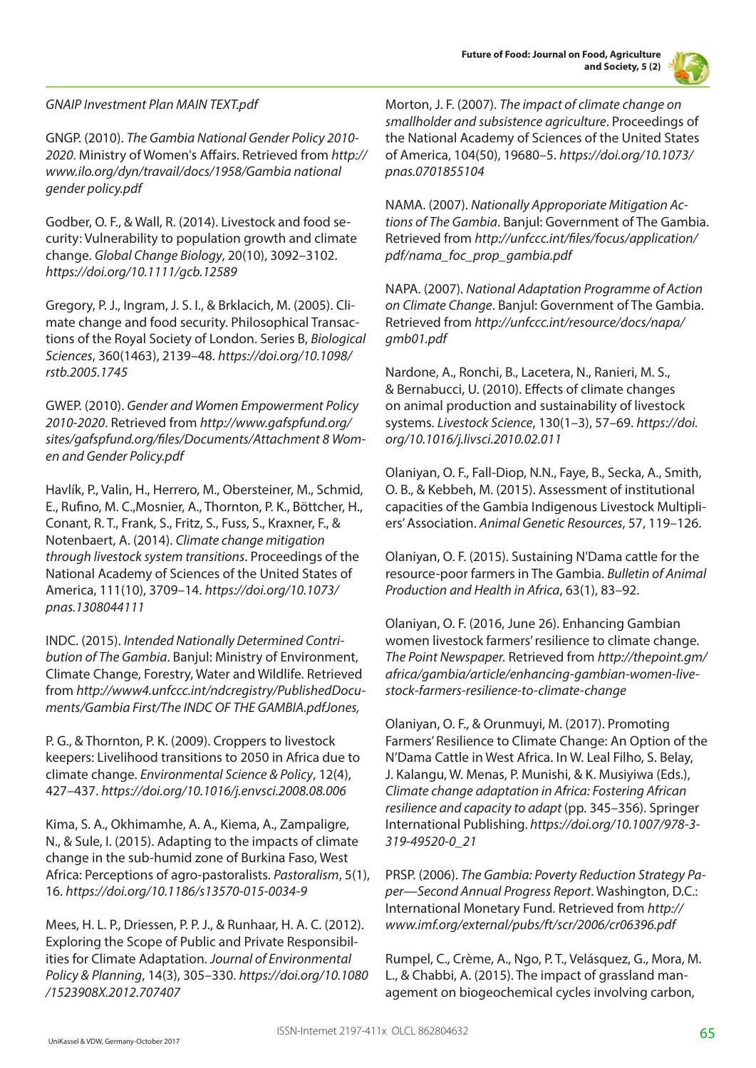*GNAIP Investment Plan MAIN TEXT.pdf*

GNGP. (2010). *The Gambia National Gender Policy 2010-2020*. Ministry of Women's Affairs. Retrieved from *http://www.ilo.org/dyn/travail/docs/1958/Gambia national gender policy.pdf*

Godber, O. F., & Wall, R. (2014). Livestock and food security: Vulnerability to population growth and climate change. *Global Change Biology*, 20(10), 3092–3102. *https://doi.org/10.1111/gcb.12589*

Gregory, P. J., Ingram, J. S. I., & Brklacich, M. (2005). Climate change and food security. Philosophical Transactions of the Royal Society of London. Series B, *Biological Sciences*, 360(1463), 2139–48. *https://doi.org/10.1098/rstb.2005.1745*

GWEP. (2010). *Gender and Women Empowerment Policy 2010-2020*. Retrieved from *http://www.gafspfund.org/sites/gafspfund.org/files/Documents/Attachment 8 Women and Gender Policy.pdf*

Havlík, P., Valin, H., Herrero, M., Obersteiner, M., Schmid, E., Rufino, M. C.,Mosnier, A., Thornton, P. K., Böttcher, H., Conant, R. T., Frank, S., Fritz, S., Fuss, S., Kraxner, F., & Notenbaert, A. (2014). *Climate change mitigation through livestock system transitions*. Proceedings of the National Academy of Sciences of the United States of America, 111(10), 3709–14. *https://doi.org/10.1073/pnas.1308044111*

INDC. (2015). *Intended Nationally Determined Contribution of The Gambia*. Banjul: Ministry of Environment, Climate Change, Forestry, Water and Wildlife. Retrieved from *http://www4.unfccc.int/ndcregistry/PublishedDocuments/Gambia First/The INDC OF THE GAMBIA.pdfJones,*

P. G., & Thornton, P. K. (2009). Croppers to livestock keepers: Livelihood transitions to 2050 in Africa due to climate change. *Environmental Science & Policy*, 12(4), 427–437. *https://doi.org/10.1016/j.envsci.2008.08.006*

Kima, S. A., Okhimamhe, A. A., Kiema, A., Zampaligre, N., & Sule, I. (2015). Adapting to the impacts of climate change in the sub-humid zone of Burkina Faso, West Africa: Perceptions of agro-pastoralists. *Pastoralism*, 5(1), 16. *https://doi.org/10.1186/s13570-015-0034-9*

Mees, H. L. P., Driessen, P. P. J., & Runhaar, H. A. C. (2012). Exploring the Scope of Public and Private Responsibilities for Climate Adaptation. *Journal of Environmental Policy & Planning*, 14(3), 305–330. *https://doi.org/10.1080/1523908X.2012.707407*

Morton, J. F. (2007). *The impact of climate change on smallholder and subsistence agriculture*. Proceedings of the National Academy of Sciences of the United States of America, 104(50), 19680–5. *https://doi.org/10.1073/pnas.0701855104*

NAMA. (2007). *Nationally Appoporiate Mitigation Actions of The Gambia*. Banjul: Government of The Gambia. Retrieved from *http://unfccc.int/files/focus/application/pdf/nama_foc_prop_gambia.pdf*

NAPA. (2007). *National Adaptation Programme of Action on Climate Change*. Banjul: Government of The Gambia. Retrieved from *http://unfccc.int/resource/docs/napa/gmb01.pdf*

Nardone, A., Ronchi, B., Lacetera, N., Ranieri, M. S., & Bernabucci, U. (2010). Effects of climate changes on animal production and sustainability of livestock systems. *Livestock Science*, 130(1–3), 57–69. *https://doi.org/10.1016/j.livsci.2010.02.011*

Olaniyan, O. F., Fall-Diop, N.N., Faye, B., Secka, A., Smith, O. B., & Kebbeh, M. (2015). Assessment of institutional capacities of the Gambia Indigenous Livestock Multipliers' Association. *Animal Genetic Resources*, 57, 119–126.

Olaniyan, O. F. (2015). Sustaining N'Dama cattle for the resource-poor farmers in The Gambia. *Bulletin of Animal Production and Health in Africa*, 63(1), 83–92.

Olaniyan, O. F. (2016, June 26). Enhancing Gambian women livestock farmers' resilience to climate change. *The Point Newspaper.* Retrieved from *http://thepoint.gm/africa/gambia/article/enhancing-gambian-women-livestock-farmers-resilience-to-climate-change*

Olaniyan, O. F., & Orunmuyi, M. (2017). Promoting Farmers' Resilience to Climate Change: An Option of the N'Dama Cattle in West Africa. In W. Leal Filho, S. Belay, J. Kalangu, W. Menas, P. Munishi, & K. Musiyiwa (Eds.), *Climate change adaptation in Africa: Fostering African resilience and capacity to adapt* (pp. 345–356). Springer International Publishing. *https://doi.org/10.1007/978-3-319-49520-0_21*

PRSP. (2006). *The Gambia: Poverty Reduction Strategy Paper—Second Annual Progress Report*. Washington, D.C.: International Monetary Fund. Retrieved from *http://www.imf.org/external/pubs/ft/scr/2006/cr06396.pdf*

Rumpel, C., Crème, A., Ngo, P. T., Velásquez, G., Mora, M. L., & Chabbi, A. (2015). The impact of grassland management on biogeochemical cycles involving carbon,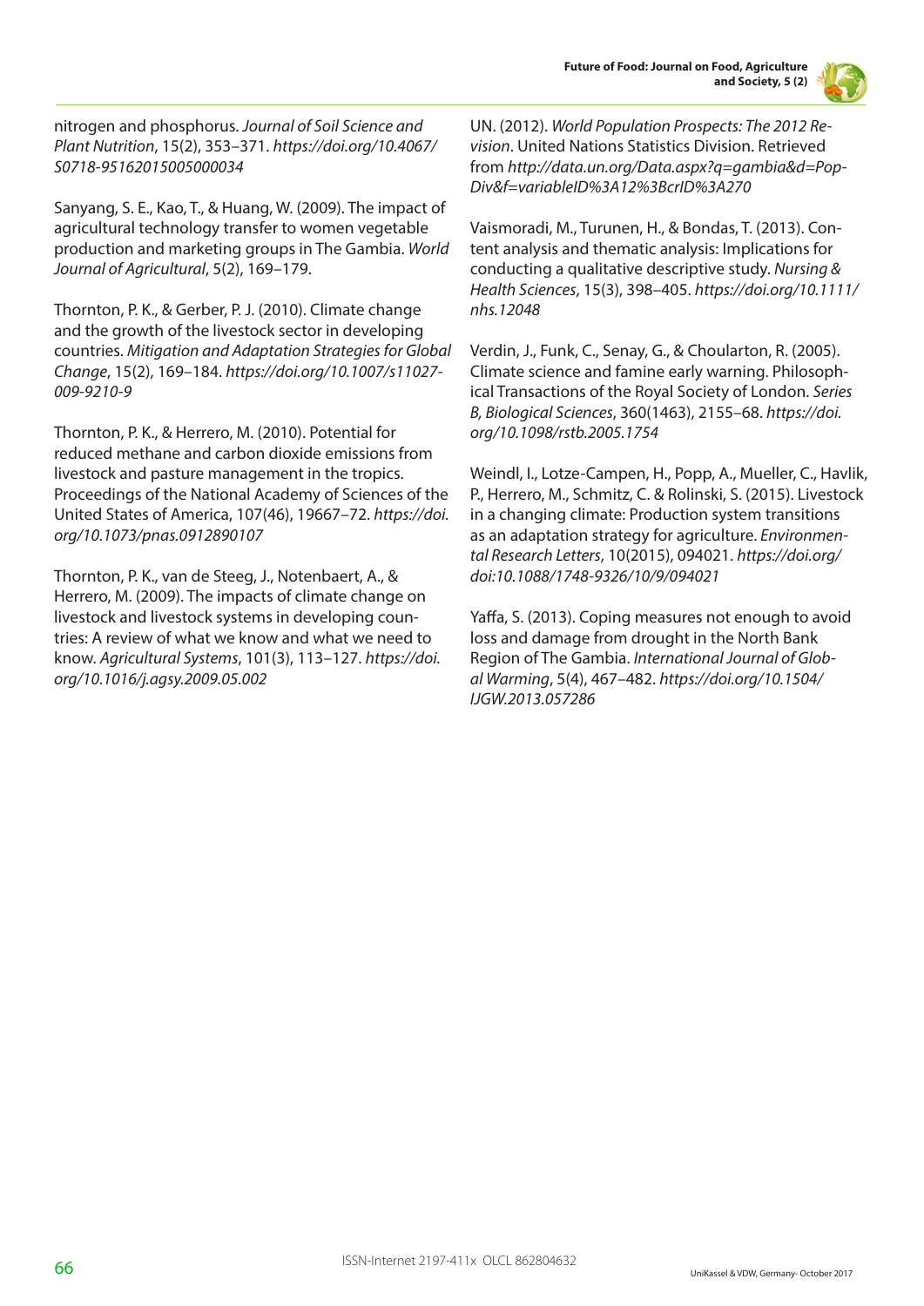nitrogen and phosphorus. *Journal of Soil Science and Plant Nutrition*, 15(2), 353–371. *https://doi.org/10.4067/S0718-95162015005000034*

Sanyang, S. E., Kao, T., & Huang, W. (2009). The impact of agricultural technology transfer to women vegetable production and marketing groups in The Gambia. *World Journal of Agricultural*, 5(2), 169–179.

Thornton, P. K., & Gerber, P. J. (2010). Climate change and the growth of the livestock sector in developing countries. *Mitigation and Adaptation Strategies for Global Change*, 15(2), 169–184. *https://doi.org/10.1007/s11027-009-9210-9*

Thornton, P. K., & Herrero, M. (2010). Potential for reduced methane and carbon dioxide emissions from livestock and pasture management in the tropics. Proceedings of the National Academy of Sciences of the United States of America, 107(46), 19667–72. *https://doi.org/10.1073/pnas.0912890107*

Thornton, P. K., van de Steeg, J., Notenbaert, A., & Herrero, M. (2009). The impacts of climate change on livestock and livestock systems in developing countries: A review of what we know and what we need to know. *Agricultural Systems*, 101(3), 113–127. *https://doi.org/10.1016/j.agsy.2009.05.002*

UN. (2012). *World Population Prospects: The 2012 Revision*. United Nations Statistics Division. Retrieved from *http://data.un.org/Data.aspx?q=gambia&d=PopDiv&f=variableID%3A12%3BcrID%3A270*

Vaismoradi, M., Turunen, H., & Bondas, T. (2013). Content analysis and thematic analysis: Implications for conducting a qualitative descriptive study. *Nursing & Health Sciences*, 15(3), 398–405. *https://doi.org/10.1111/nhs.12048*

Verdin, J., Funk, C., Senay, G., & Choularton, R. (2005). Climate science and famine early warning. Philosophical Transactions of the Royal Society of London. *Series B, Biological Sciences*, 360(1463), 2155–68. *https://doi.org/10.1098/rstb.2005.1754*

Weindl, I., Lotze-Campen, H., Popp, A., Mueller, C., Havlik, P., Herrero, M., Schmitz, C. & Rolinski, S. (2015). Livestock in a changing climate: Production system transitions as an adaptation strategy for agriculture. *Environmental Research Letters*, 10(2015), 094021. *https://doi.org/doi:10.1088/1748-9326/10/9/094021*

Yaffa, S. (2013). Coping measures not enough to avoid loss and damage from drought in the North Bank Region of The Gambia. *International Journal of Global Warming*, 5(4), 467–482. *https://doi.org/10.1504/IJGW.2013.057286*